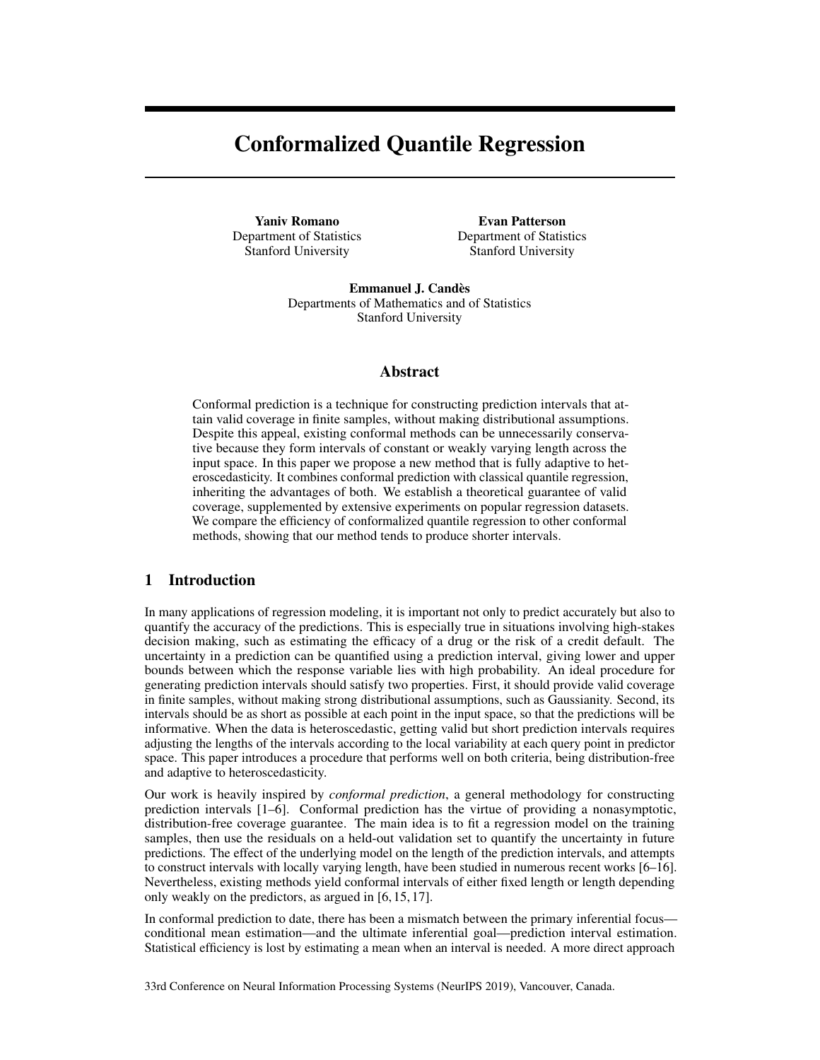# Conformalized Quantile Regression

**Yaniv Romano**
Department of Statistics
Stanford University

**Evan Patterson**
Department of Statistics
Stanford University

**Emmanuel J. Candès**
Departments of Mathematics and of Statistics
Stanford University

## Abstract

Conformal prediction is a technique for constructing prediction intervals that attain valid coverage in finite samples, without making distributional assumptions. Despite this appeal, existing conformal methods can be unnecessarily conservative because they form intervals of constant or weakly varying length across the input space. In this paper we propose a new method that is fully adaptive to heteroscedasticity. It combines conformal prediction with classical quantile regression, inheriting the advantages of both. We establish a theoretical guarantee of valid coverage, supplemented by extensive experiments on popular regression datasets. We compare the efficiency of conformalized quantile regression to other conformal methods, showing that our method tends to produce shorter intervals.

## 1 Introduction

In many applications of regression modeling, it is important not only to predict accurately but also to quantify the accuracy of the predictions. This is especially true in situations involving high-stakes decision making, such as estimating the efficacy of a drug or the risk of a credit default. The uncertainty in a prediction can be quantified using a prediction interval, giving lower and upper bounds between which the response variable lies with high probability. An ideal procedure for generating prediction intervals should satisfy two properties. First, it should provide valid coverage in finite samples, without making strong distributional assumptions, such as Gaussianity. Second, its intervals should be as short as possible at each point in the input space, so that the predictions will be informative. When the data is heteroscedastic, getting valid but short prediction intervals requires adjusting the lengths of the intervals according to the local variability at each query point in predictor space. This paper introduces a procedure that performs well on both criteria, being distribution-free and adaptive to heteroscedasticity.

Our work is heavily inspired by *conformal prediction*, a general methodology for constructing prediction intervals [1–6]. Conformal prediction has the virtue of providing a nonasymptotic, distribution-free coverage guarantee. The main idea is to fit a regression model on the training samples, then use the residuals on a held-out validation set to quantify the uncertainty in future predictions. The effect of the underlying model on the length of the prediction intervals, and attempts to construct intervals with locally varying length, have been studied in numerous recent works [6–16]. Nevertheless, existing methods yield conformal intervals of either fixed length or length depending only weakly on the predictors, as argued in [6, 15, 17].

In conformal prediction to date, there has been a mismatch between the primary inferential focus—conditional mean estimation—and the ultimate inferential goal—prediction interval estimation. Statistical efficiency is lost by estimating a mean when an interval is needed. A more direct approach

33rd Conference on Neural Information Processing Systems (NeurIPS 2019), Vancouver, Canada.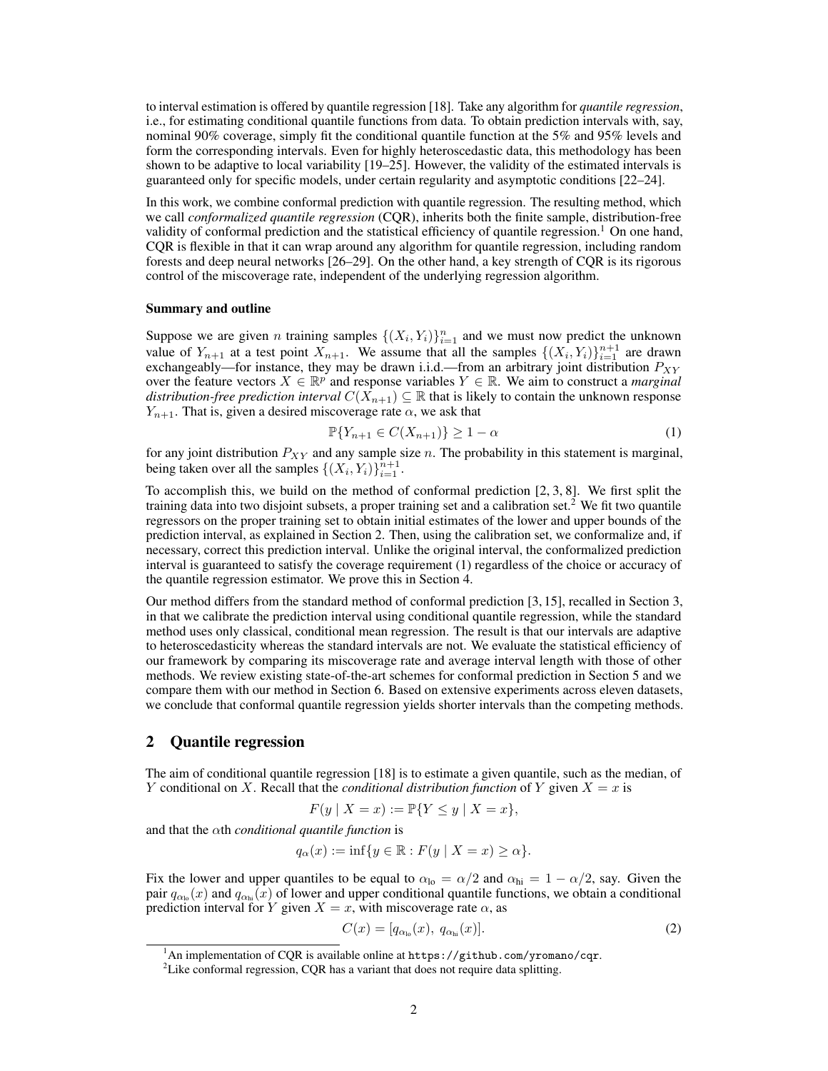to interval estimation is offered by quantile regression [18]. Take any algorithm for *quantile regression*, i.e., for estimating conditional quantile functions from data. To obtain prediction intervals with, say, nominal 90% coverage, simply fit the conditional quantile function at the 5% and 95% levels and form the corresponding intervals. Even for highly heteroscedastic data, this methodology has been shown to be adaptive to local variability [19–25]. However, the validity of the estimated intervals is guaranteed only for specific models, under certain regularity and asymptotic conditions [22–24].

In this work, we combine conformal prediction with quantile regression. The resulting method, which we call *conformalized quantile regression* (CQR), inherits both the finite sample, distribution-free validity of conformal prediction and the statistical efficiency of quantile regression.[1] On one hand, CQR is flexible in that it can wrap around any algorithm for quantile regression, including random forests and deep neural networks [26–29]. On the other hand, a key strength of CQR is its rigorous control of the miscoverage rate, independent of the underlying regression algorithm.

#### Summary and outline

Suppose we are given $n$ training samples $\{(X_i, Y_i)\}_{i=1}^{n}$ and we must now predict the unknown value of $Y_{n+1}$ at a test point $X_{n+1}$. We assume that all the samples $\{(X_i, Y_i)\}_{i=1}^{n+1}$ are drawn exchangeably—for instance, they may be drawn i.i.d.—from an arbitrary joint distribution $P_{XY}$ over the feature vectors $X \in \mathbb{R}^p$ and response variables $Y \in \mathbb{R}$. We aim to construct a *marginal distribution-free prediction interval* $C(X_{n+1}) \subseteq \mathbb{R}$ that is likely to contain the unknown response $Y_{n+1}$. That is, given a desired miscoverage rate $\alpha$, we ask that

$$\mathbb{P}\{Y_{n+1} \in C(X_{n+1})\} \geq 1 - \alpha \tag{1}$$

for any joint distribution $P_{XY}$ and any sample size $n$. The probability in this statement is marginal, being taken over all the samples $\{(X_i, Y_i)\}_{i=1}^{n+1}$.

To accomplish this, we build on the method of conformal prediction [2, 3, 8]. We first split the training data into two disjoint subsets, a proper training set and a calibration set.[2] We fit two quantile regressors on the proper training set to obtain initial estimates of the lower and upper bounds of the prediction interval, as explained in Section 2. Then, using the calibration set, we conformalize and, if necessary, correct this prediction interval. Unlike the original interval, the conformalized prediction interval is guaranteed to satisfy the coverage requirement (1) regardless of the choice or accuracy of the quantile regression estimator. We prove this in Section 4.

Our method differs from the standard method of conformal prediction [3, 15], recalled in Section 3, in that we calibrate the prediction interval using conditional quantile regression, while the standard method uses only classical, conditional mean regression. The result is that our intervals are adaptive to heteroscedasticity whereas the standard intervals are not. We evaluate the statistical efficiency of our framework by comparing its miscoverage rate and average interval length with those of other methods. We review existing state-of-the-art schemes for conformal prediction in Section 5 and we compare them with our method in Section 6. Based on extensive experiments across eleven datasets, we conclude that conformal quantile regression yields shorter intervals than the competing methods.

## 2 Quantile regression

The aim of conditional quantile regression [18] is to estimate a given quantile, such as the median, of $Y$ conditional on $X$. Recall that the *conditional distribution function* of $Y$ given $X = x$ is

$$F(y \mid X = x) := \mathbb{P}\{Y \leq y \mid X = x\},$$

and that the $\alpha$th *conditional quantile function* is

$$q_{\alpha}(x) := \inf\{y \in \mathbb{R} : F(y \mid X = x) \geq \alpha\}.$$

Fix the lower and upper quantiles to be equal to $\alpha_{\text{lo}} = \alpha/2$ and $\alpha_{\text{hi}} = 1 - \alpha/2$, say. Given the pair $q_{\alpha_{\text{lo}}}(x)$ and $q_{\alpha_{\text{hi}}}(x)$ of lower and upper conditional quantile functions, we obtain a conditional prediction interval for $Y$ given $X = x$, with miscoverage rate $\alpha$, as

$$C(x) = [q_{\alpha_{\text{lo}}}(x),\ q_{\alpha_{\text{hi}}}(x)]. \tag{2}$$

[1] An implementation of CQR is available online at https://github.com/yromano/cqr.

[2] Like conformal regression, CQR has a variant that does not require data splitting.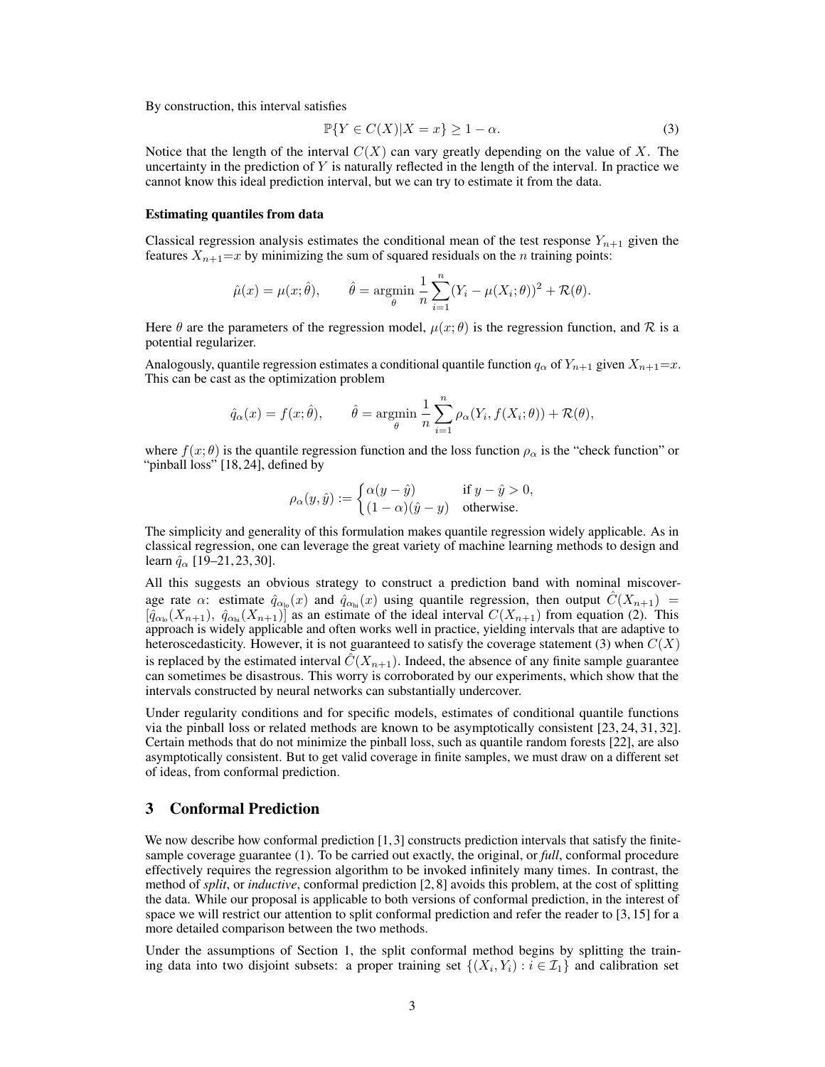By construction, this interval satisfies

$$\mathbb{P}\{Y \in C(X) | X = x\} \geq 1 - \alpha. \tag{3}$$

Notice that the length of the interval $C(X)$ can vary greatly depending on the value of $X$. The uncertainty in the prediction of $Y$ is naturally reflected in the length of the interval. In practice we cannot know this ideal prediction interval, but we can try to estimate it from the data.

**Estimating quantiles from data**

Classical regression analysis estimates the conditional mean of the test response $Y_{n+1}$ given the features $X_{n+1}{=}x$ by minimizing the sum of squared residuals on the $n$ training points:

$$\hat{\mu}(x) = \mu(x; \hat{\theta}), \qquad \hat{\theta} = \underset{\theta}{\operatorname{argmin}} \frac{1}{n} \sum_{i=1}^{n} (Y_i - \mu(X_i; \theta))^2 + \mathcal{R}(\theta).$$

Here $\theta$ are the parameters of the regression model, $\mu(x; \theta)$ is the regression function, and $\mathcal{R}$ is a potential regularizer.

Analogously, quantile regression estimates a conditional quantile function $q_\alpha$ of $Y_{n+1}$ given $X_{n+1}{=}x$. This can be cast as the optimization problem

$$\hat{q}_\alpha(x) = f(x; \hat{\theta}), \qquad \hat{\theta} = \underset{\theta}{\operatorname{argmin}} \frac{1}{n} \sum_{i=1}^{n} \rho_\alpha(Y_i, f(X_i; \theta)) + \mathcal{R}(\theta),$$

where $f(x; \theta)$ is the quantile regression function and the loss function $\rho_\alpha$ is the "check function" or "pinball loss" [18, 24], defined by

$$\rho_\alpha(y, \hat{y}) := \begin{cases} \alpha(y - \hat{y}) & \text{if } y - \hat{y} > 0, \\ (1 - \alpha)(\hat{y} - y) & \text{otherwise.} \end{cases}$$

The simplicity and generality of this formulation makes quantile regression widely applicable. As in classical regression, one can leverage the great variety of machine learning methods to design and learn $\hat{q}_\alpha$ [19–21, 23, 30].

All this suggests an obvious strategy to construct a prediction band with nominal miscoverage rate $\alpha$: estimate $\hat{q}_{\alpha_{\text{lo}}}(x)$ and $\hat{q}_{\alpha_{\text{hi}}}(x)$ using quantile regression, then output $\hat{C}(X_{n+1}) = [\hat{q}_{\alpha_{\text{lo}}}(X_{n+1}),\ \hat{q}_{\alpha_{\text{hi}}}(X_{n+1})]$ as an estimate of the ideal interval $C(X_{n+1})$ from equation (2). This approach is widely applicable and often works well in practice, yielding intervals that are adaptive to heteroscedasticity. However, it is not guaranteed to satisfy the coverage statement (3) when $C(X)$ is replaced by the estimated interval $\hat{C}(X_{n+1})$. Indeed, the absence of any finite sample guarantee can sometimes be disastrous. This worry is corroborated by our experiments, which show that the intervals constructed by neural networks can substantially undercover.

Under regularity conditions and for specific models, estimates of conditional quantile functions via the pinball loss or related methods are known to be asymptotically consistent [23, 24, 31, 32]. Certain methods that do not minimize the pinball loss, such as quantile random forests [22], are also asymptotically consistent. But to get valid coverage in finite samples, we must draw on a different set of ideas, from conformal prediction.

## 3 Conformal Prediction

We now describe how conformal prediction [1, 3] constructs prediction intervals that satisfy the finite-sample coverage guarantee (1). To be carried out exactly, the original, or ***full***, conformal procedure effectively requires the regression algorithm to be invoked infinitely many times. In contrast, the method of ***split***, or ***inductive***, conformal prediction [2, 8] avoids this problem, at the cost of splitting the data. While our proposal is applicable to both versions of conformal prediction, in the interest of space we will restrict our attention to split conformal prediction and refer the reader to [3, 15] for a more detailed comparison between the two methods.

Under the assumptions of Section 1, the split conformal method begins by splitting the training data into two disjoint subsets: a proper training set $\{(X_i, Y_i) : i \in \mathcal{I}_1\}$ and calibration set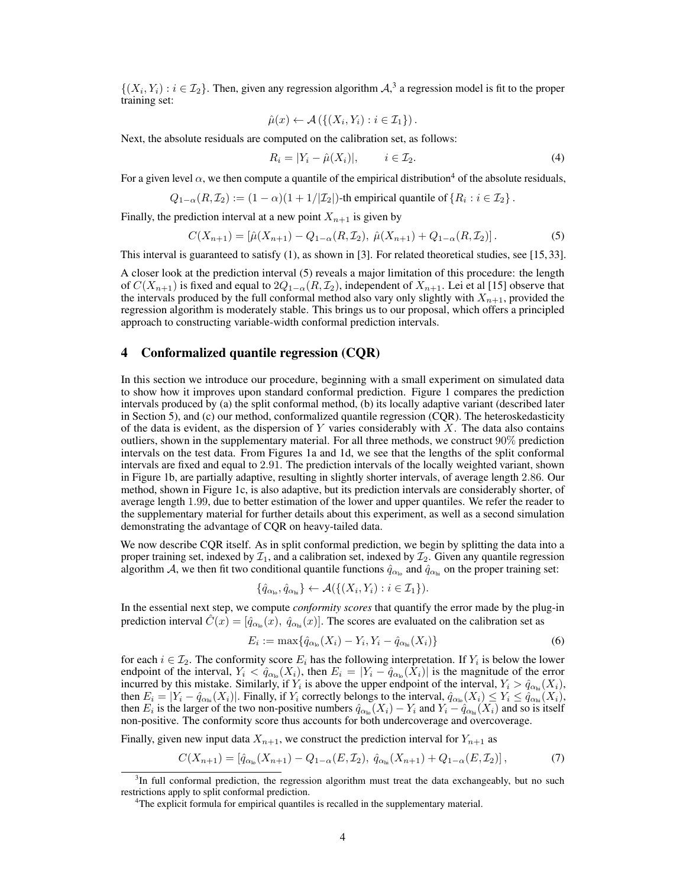$\{(X_i, Y_i) : i \in \mathcal{I}_2\}$. Then, given any regression algorithm $\mathcal{A}$,[3] a regression model is fit to the proper training set:

$$\hat{\mu}(x) \leftarrow \mathcal{A}\left(\{(X_i, Y_i) : i \in \mathcal{I}_1\}\right).$$

Next, the absolute residuals are computed on the calibration set, as follows:

$$R_i = |Y_i - \hat{\mu}(X_i)|, \qquad i \in \mathcal{I}_2. \tag{4}$$

For a given level $\alpha$, we then compute a quantile of the empirical distribution[4] of the absolute residuals,

$$Q_{1-\alpha}(R, \mathcal{I}_2) := (1-\alpha)(1 + 1/|\mathcal{I}_2|)\text{-th empirical quantile of } \{R_i : i \in \mathcal{I}_2\}.$$

Finally, the prediction interval at a new point $X_{n+1}$ is given by

$$C(X_{n+1}) = \left[\hat{\mu}(X_{n+1}) - Q_{1-\alpha}(R, \mathcal{I}_2),\ \hat{\mu}(X_{n+1}) + Q_{1-\alpha}(R, \mathcal{I}_2)\right]. \tag{5}$$

This interval is guaranteed to satisfy (1), as shown in [3]. For related theoretical studies, see [15, 33].

A closer look at the prediction interval (5) reveals a major limitation of this procedure: the length of $C(X_{n+1})$ is fixed and equal to $2Q_{1-\alpha}(R, \mathcal{I}_2)$, independent of $X_{n+1}$. Lei et al [15] observe that the intervals produced by the full conformal method also vary only slightly with $X_{n+1}$, provided the regression algorithm is moderately stable. This brings us to our proposal, which offers a principled approach to constructing variable-width conformal prediction intervals.

## 4 Conformalized quantile regression (CQR)

In this section we introduce our procedure, beginning with a small experiment on simulated data to show how it improves upon standard conformal prediction. Figure 1 compares the prediction intervals produced by (a) the split conformal method, (b) its locally adaptive variant (described later in Section 5), and (c) our method, conformalized quantile regression (CQR). The heteroskedasticity of the data is evident, as the dispersion of $Y$ varies considerably with $X$. The data also contains outliers, shown in the supplementary material. For all three methods, we construct 90% prediction intervals on the test data. From Figures 1a and 1d, we see that the lengths of the split conformal intervals are fixed and equal to 2.91. The prediction intervals of the locally weighted variant, shown in Figure 1b, are partially adaptive, resulting in slightly shorter intervals, of average length 2.86. Our method, shown in Figure 1c, is also adaptive, but its prediction intervals are considerably shorter, of average length 1.99, due to better estimation of the lower and upper quantiles. We refer the reader to the supplementary material for further details about this experiment, as well as a second simulation demonstrating the advantage of CQR on heavy-tailed data.

We now describe CQR itself. As in split conformal prediction, we begin by splitting the data into a proper training set, indexed by $\mathcal{I}_1$, and a calibration set, indexed by $\mathcal{I}_2$. Given any quantile regression algorithm $\mathcal{A}$, we then fit two conditional quantile functions $\hat{q}_{\alpha_{\text{lo}}}$ and $\hat{q}_{\alpha_{\text{hi}}}$ on the proper training set:

$$\{\hat{q}_{\alpha_{\text{lo}}}, \hat{q}_{\alpha_{\text{hi}}}\} \leftarrow \mathcal{A}(\{(X_i, Y_i) : i \in \mathcal{I}_1\}).$$

In the essential next step, we compute *conformity scores* that quantify the error made by the plug-in prediction interval $\hat{C}(x) = [\hat{q}_{\alpha_{\text{lo}}}(x),\ \hat{q}_{\alpha_{\text{hi}}}(x)]$. The scores are evaluated on the calibration set as

$$E_i := \max\{\hat{q}_{\alpha_{\text{lo}}}(X_i) - Y_i, Y_i - \hat{q}_{\alpha_{\text{hi}}}(X_i)\} \tag{6}$$

for each $i \in \mathcal{I}_2$. The conformity score $E_i$ has the following interpretation. If $Y_i$ is below the lower endpoint of the interval, $Y_i < \hat{q}_{\alpha_{\text{lo}}}(X_i)$, then $E_i = |Y_i - \hat{q}_{\alpha_{\text{lo}}}(X_i)|$ is the magnitude of the error incurred by this mistake. Similarly, if $Y_i$ is above the upper endpoint of the interval, $Y_i > \hat{q}_{\alpha_{\text{hi}}}(X_i)$, then $E_i = |Y_i - \hat{q}_{\alpha_{\text{hi}}}(X_i)|$. Finally, if $Y_i$ correctly belongs to the interval, $\hat{q}_{\alpha_{\text{lo}}}(X_i) \leq Y_i \leq \hat{q}_{\alpha_{\text{hi}}}(X_i)$, then $E_i$ is the larger of the two non-positive numbers $\hat{q}_{\alpha_{\text{lo}}}(X_i) - Y_i$ and $Y_i - \hat{q}_{\alpha_{\text{hi}}}(X_i)$ and so is itself non-positive. The conformity score thus accounts for both undercoverage and overcoverage.

Finally, given new input data $X_{n+1}$, we construct the prediction interval for $Y_{n+1}$ as

$$C(X_{n+1}) = \left[\hat{q}_{\alpha_{\text{lo}}}(X_{n+1}) - Q_{1-\alpha}(E, \mathcal{I}_2),\ \hat{q}_{\alpha_{\text{hi}}}(X_{n+1}) + Q_{1-\alpha}(E, \mathcal{I}_2)\right], \tag{7}$$

---

[3] In full conformal prediction, the regression algorithm must treat the data exchangeably, but no such restrictions apply to split conformal prediction.

[4] The explicit formula for empirical quantiles is recalled in the supplementary material.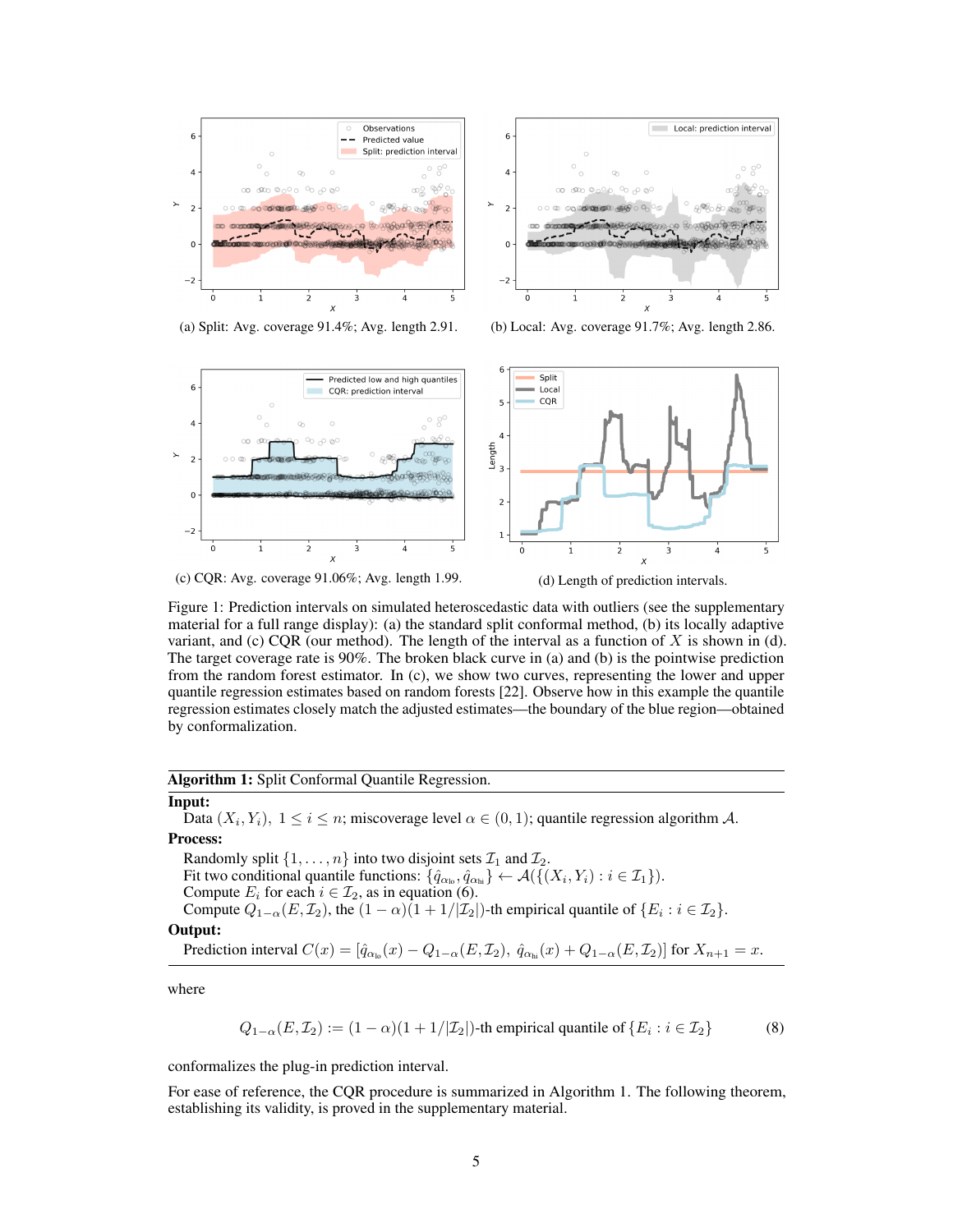(a) Split: Avg. coverage 91.4%; Avg. length 2.91.

(b) Local: Avg. coverage 91.7%; Avg. length 2.86.

(c) CQR: Avg. coverage 91.06%; Avg. length 1.99.

(d) Length of prediction intervals.

Figure 1: Prediction intervals on simulated heteroscedastic data with outliers (see the supplementary material for a full range display): (a) the standard split conformal method, (b) its locally adaptive variant, and (c) CQR (our method). The length of the interval as a function of $X$ is shown in (d). The target coverage rate is 90%. The broken black curve in (a) and (b) is the pointwise prediction from the random forest estimator. In (c), we show two curves, representing the lower and upper quantile regression estimates based on random forests [22]. Observe how in this example the quantile regression estimates closely match the adjusted estimates—the boundary of the blue region—obtained by conformalization.

---

**Algorithm 1:** Split Conformal Quantile Regression.

---

**Input:**

Data $(X_i, Y_i)$, $1 \leq i \leq n$; miscoverage level $\alpha \in (0, 1)$; quantile regression algorithm $\mathcal{A}$.

**Process:**

Randomly split $\{1, \ldots, n\}$ into two disjoint sets $\mathcal{I}_1$ and $\mathcal{I}_2$.
Fit two conditional quantile functions: $\{\hat{q}_{\alpha_{\text{lo}}}, \hat{q}_{\alpha_{\text{hi}}}\} \leftarrow \mathcal{A}(\{(X_i, Y_i) : i \in \mathcal{I}_1\})$.
Compute $E_i$ for each $i \in \mathcal{I}_2$, as in equation (6).
Compute $Q_{1-\alpha}(E, \mathcal{I}_2)$, the $(1-\alpha)(1 + 1/|\mathcal{I}_2|)$-th empirical quantile of $\{E_i : i \in \mathcal{I}_2\}$.

**Output:**

Prediction interval $C(x) = [\hat{q}_{\alpha_{\text{lo}}}(x) - Q_{1-\alpha}(E, \mathcal{I}_2),\ \hat{q}_{\alpha_{\text{hi}}}(x) + Q_{1-\alpha}(E, \mathcal{I}_2)]$ for $X_{n+1} = x$.

---

where

$$Q_{1-\alpha}(E, \mathcal{I}_2) := (1-\alpha)(1 + 1/|\mathcal{I}_2|)\text{-th empirical quantile of } \{E_i : i \in \mathcal{I}_2\} \tag{8}$$

conformalizes the plug-in prediction interval.

For ease of reference, the CQR procedure is summarized in Algorithm 1. The following theorem, establishing its validity, is proved in the supplementary material.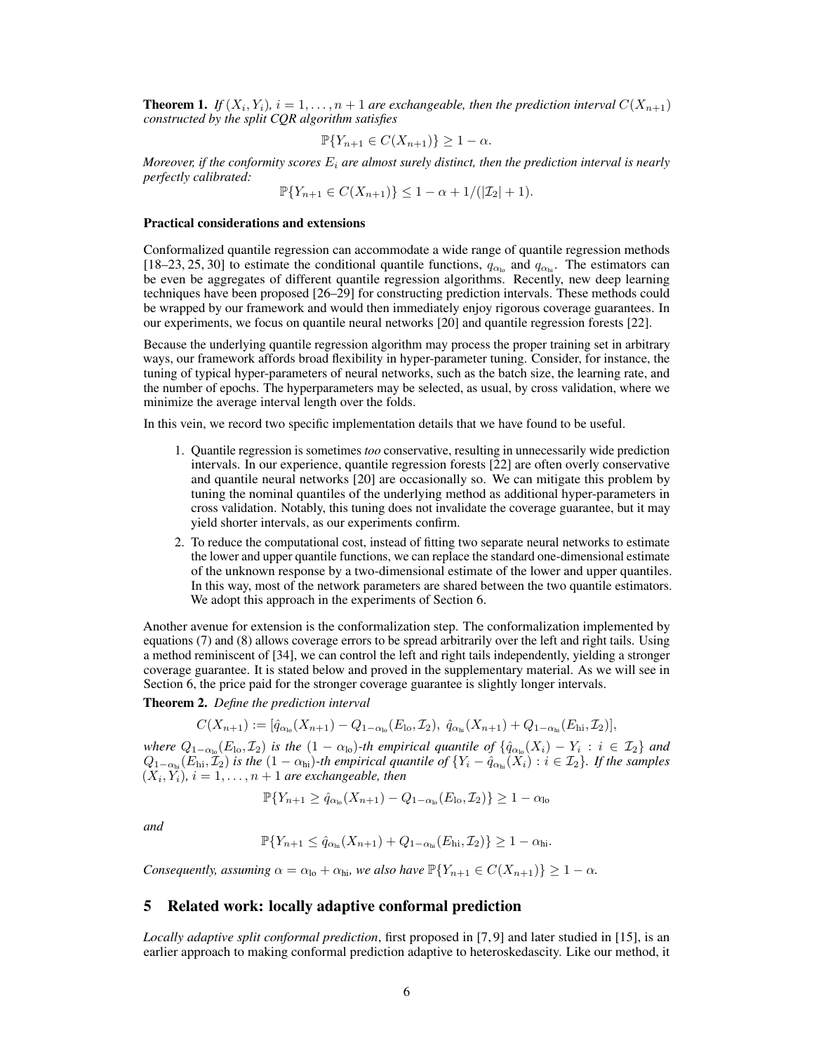**Theorem 1.** *If $(X_i, Y_i)$, $i = 1, \ldots, n+1$ are exchangeable, then the prediction interval $C(X_{n+1})$ constructed by the split CQR algorithm satisfies*

$$\mathbb{P}\{Y_{n+1} \in C(X_{n+1})\} \geq 1 - \alpha.$$

*Moreover, if the conformity scores $E_i$ are almost surely distinct, then the prediction interval is nearly perfectly calibrated:*

$$\mathbb{P}\{Y_{n+1} \in C(X_{n+1})\} \leq 1 - \alpha + 1/(|\mathcal{I}_2| + 1).$$

**Practical considerations and extensions**

Conformalized quantile regression can accommodate a wide range of quantile regression methods [18–23, 25, 30] to estimate the conditional quantile functions, $q_{\alpha_{\text{lo}}}$ and $q_{\alpha_{\text{hi}}}$. The estimators can be even be aggregates of different quantile regression algorithms. Recently, new deep learning techniques have been proposed [26–29] for constructing prediction intervals. These methods could be wrapped by our framework and would then immediately enjoy rigorous coverage guarantees. In our experiments, we focus on quantile neural networks [20] and quantile regression forests [22].

Because the underlying quantile regression algorithm may process the proper training set in arbitrary ways, our framework affords broad flexibility in hyper-parameter tuning. Consider, for instance, the tuning of typical hyper-parameters of neural networks, such as the batch size, the learning rate, and the number of epochs. The hyperparameters may be selected, as usual, by cross validation, where we minimize the average interval length over the folds.

In this vein, we record two specific implementation details that we have found to be useful.

1. Quantile regression is sometimes *too* conservative, resulting in unnecessarily wide prediction intervals. In our experience, quantile regression forests [22] are often overly conservative and quantile neural networks [20] are occasionally so. We can mitigate this problem by tuning the nominal quantiles of the underlying method as additional hyper-parameters in cross validation. Notably, this tuning does not invalidate the coverage guarantee, but it may yield shorter intervals, as our experiments confirm.
2. To reduce the computational cost, instead of fitting two separate neural networks to estimate the lower and upper quantile functions, we can replace the standard one-dimensional estimate of the unknown response by a two-dimensional estimate of the lower and upper quantiles. In this way, most of the network parameters are shared between the two quantile estimators. We adopt this approach in the experiments of Section 6.

Another avenue for extension is the conformalization step. The conformalization implemented by equations (7) and (8) allows coverage errors to be spread arbitrarily over the left and right tails. Using a method reminiscent of [34], we can control the left and right tails independently, yielding a stronger coverage guarantee. It is stated below and proved in the supplementary material. As we will see in Section 6, the price paid for the stronger coverage guarantee is slightly longer intervals.

**Theorem 2.** *Define the prediction interval*

$$C(X_{n+1}) := [\hat{q}_{\alpha_{\text{lo}}}(X_{n+1}) - Q_{1-\alpha_{\text{lo}}}(E_{\text{lo}}, \mathcal{I}_2),\ \hat{q}_{\alpha_{\text{hi}}}(X_{n+1}) + Q_{1-\alpha_{\text{hi}}}(E_{\text{hi}}, \mathcal{I}_2)],$$

*where $Q_{1-\alpha_{\text{lo}}}(E_{\text{lo}}, \mathcal{I}_2)$ is the $(1-\alpha_{\text{lo}})$-th empirical quantile of $\{\hat{q}_{\alpha_{\text{lo}}}(X_i) - Y_i : i \in \mathcal{I}_2\}$ and $Q_{1-\alpha_{\text{hi}}}(E_{\text{hi}}, \mathcal{I}_2)$ is the $(1-\alpha_{\text{hi}})$-th empirical quantile of $\{Y_i - \hat{q}_{\alpha_{\text{hi}}}(X_i) : i \in \mathcal{I}_2\}$. If the samples $(X_i, Y_i)$, $i = 1, \ldots, n+1$ are exchangeable, then*

$$\mathbb{P}\{Y_{n+1} \geq \hat{q}_{\alpha_{\text{lo}}}(X_{n+1}) - Q_{1-\alpha_{\text{lo}}}(E_{\text{lo}}, \mathcal{I}_2)\} \geq 1 - \alpha_{\text{lo}}$$

*and*

$$\mathbb{P}\{Y_{n+1} \leq \hat{q}_{\alpha_{\text{hi}}}(X_{n+1}) + Q_{1-\alpha_{\text{hi}}}(E_{\text{hi}}, \mathcal{I}_2)\} \geq 1 - \alpha_{\text{hi}}.$$

*Consequently, assuming $\alpha = \alpha_{\text{lo}} + \alpha_{\text{hi}}$, we also have $\mathbb{P}\{Y_{n+1} \in C(X_{n+1})\} \geq 1 - \alpha$.*

## 5 Related work: locally adaptive conformal prediction

*Locally adaptive split conformal prediction*, first proposed in [7, 9] and later studied in [15], is an earlier approach to making conformal prediction adaptive to heteroskedascity. Like our method, it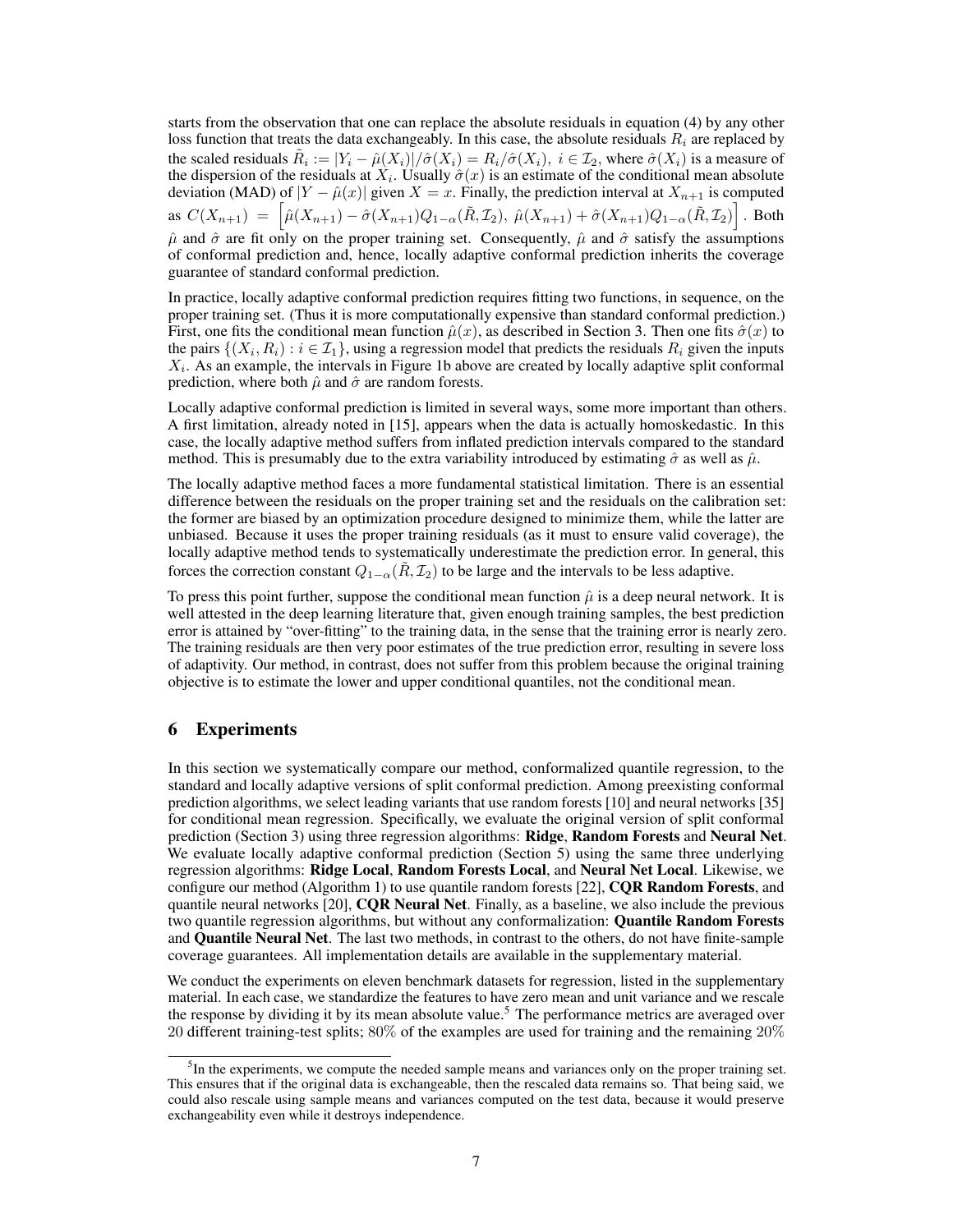starts from the observation that one can replace the absolute residuals in equation (4) by any other loss function that treats the data exchangeably. In this case, the absolute residuals $R_i$ are replaced by the scaled residuals $\tilde{R}_i := |Y_i - \hat{\mu}(X_i)|/\hat{\sigma}(X_i) = R_i/\hat{\sigma}(X_i),\ i \in \mathcal{I}_2$, where $\hat{\sigma}(X_i)$ is a measure of the dispersion of the residuals at $X_i$. Usually $\hat{\sigma}(x)$ is an estimate of the conditional mean absolute deviation (MAD) of $|Y - \hat{\mu}(x)|$ given $X = x$. Finally, the prediction interval at $X_{n+1}$ is computed as $C(X_{n+1}) = \left[\hat{\mu}(X_{n+1}) - \hat{\sigma}(X_{n+1})Q_{1-\alpha}(\tilde{R}, \mathcal{I}_2),\ \hat{\mu}(X_{n+1}) + \hat{\sigma}(X_{n+1})Q_{1-\alpha}(\tilde{R}, \mathcal{I}_2)\right]$. Both $\hat{\mu}$ and $\hat{\sigma}$ are fit only on the proper training set. Consequently, $\hat{\mu}$ and $\hat{\sigma}$ satisfy the assumptions of conformal prediction and, hence, locally adaptive conformal prediction inherits the coverage guarantee of standard conformal prediction.

In practice, locally adaptive conformal prediction requires fitting two functions, in sequence, on the proper training set. (Thus it is more computationally expensive than standard conformal prediction.) First, one fits the conditional mean function $\hat{\mu}(x)$, as described in Section 3. Then one fits $\hat{\sigma}(x)$ to the pairs $\{(X_i, R_i) : i \in \mathcal{I}_1\}$, using a regression model that predicts the residuals $R_i$ given the inputs $X_i$. As an example, the intervals in Figure 1b above are created by locally adaptive split conformal prediction, where both $\hat{\mu}$ and $\hat{\sigma}$ are random forests.

Locally adaptive conformal prediction is limited in several ways, some more important than others. A first limitation, already noted in [15], appears when the data is actually homoskedastic. In this case, the locally adaptive method suffers from inflated prediction intervals compared to the standard method. This is presumably due to the extra variability introduced by estimating $\hat{\sigma}$ as well as $\hat{\mu}$.

The locally adaptive method faces a more fundamental statistical limitation. There is an essential difference between the residuals on the proper training set and the residuals on the calibration set: the former are biased by an optimization procedure designed to minimize them, while the latter are unbiased. Because it uses the proper training residuals (as it must to ensure valid coverage), the locally adaptive method tends to systematically underestimate the prediction error. In general, this forces the correction constant $Q_{1-\alpha}(\tilde{R}, \mathcal{I}_2)$ to be large and the intervals to be less adaptive.

To press this point further, suppose the conditional mean function $\hat{\mu}$ is a deep neural network. It is well attested in the deep learning literature that, given enough training samples, the best prediction error is attained by "over-fitting" to the training data, in the sense that the training error is nearly zero. The training residuals are then very poor estimates of the true prediction error, resulting in severe loss of adaptivity. Our method, in contrast, does not suffer from this problem because the original training objective is to estimate the lower and upper conditional quantiles, not the conditional mean.

## 6 Experiments

In this section we systematically compare our method, conformalized quantile regression, to the standard and locally adaptive versions of split conformal prediction. Among preexisting conformal prediction algorithms, we select leading variants that use random forests [10] and neural networks [35] for conditional mean regression. Specifically, we evaluate the original version of split conformal prediction (Section 3) using three regression algorithms: **Ridge**, **Random Forests** and **Neural Net**. We evaluate locally adaptive conformal prediction (Section 5) using the same three underlying regression algorithms: **Ridge Local**, **Random Forests Local**, and **Neural Net Local**. Likewise, we configure our method (Algorithm 1) to use quantile random forests [22], **CQR Random Forests**, and quantile neural networks [20], **CQR Neural Net**. Finally, as a baseline, we also include the previous two quantile regression algorithms, but without any conformalization: **Quantile Random Forests** and **Quantile Neural Net**. The last two methods, in contrast to the others, do not have finite-sample coverage guarantees. All implementation details are available in the supplementary material.

We conduct the experiments on eleven benchmark datasets for regression, listed in the supplementary material. In each case, we standardize the features to have zero mean and unit variance and we rescale the response by dividing it by its mean absolute value.[5] The performance metrics are averaged over 20 different training-test splits; 80% of the examples are used for training and the remaining 20%

[5] In the experiments, we compute the needed sample means and variances only on the proper training set. This ensures that if the original data is exchangeable, then the rescaled data remains so. That being said, we could also rescale using sample means and variances computed on the test data, because it would preserve exchangeability even while it destroys independence.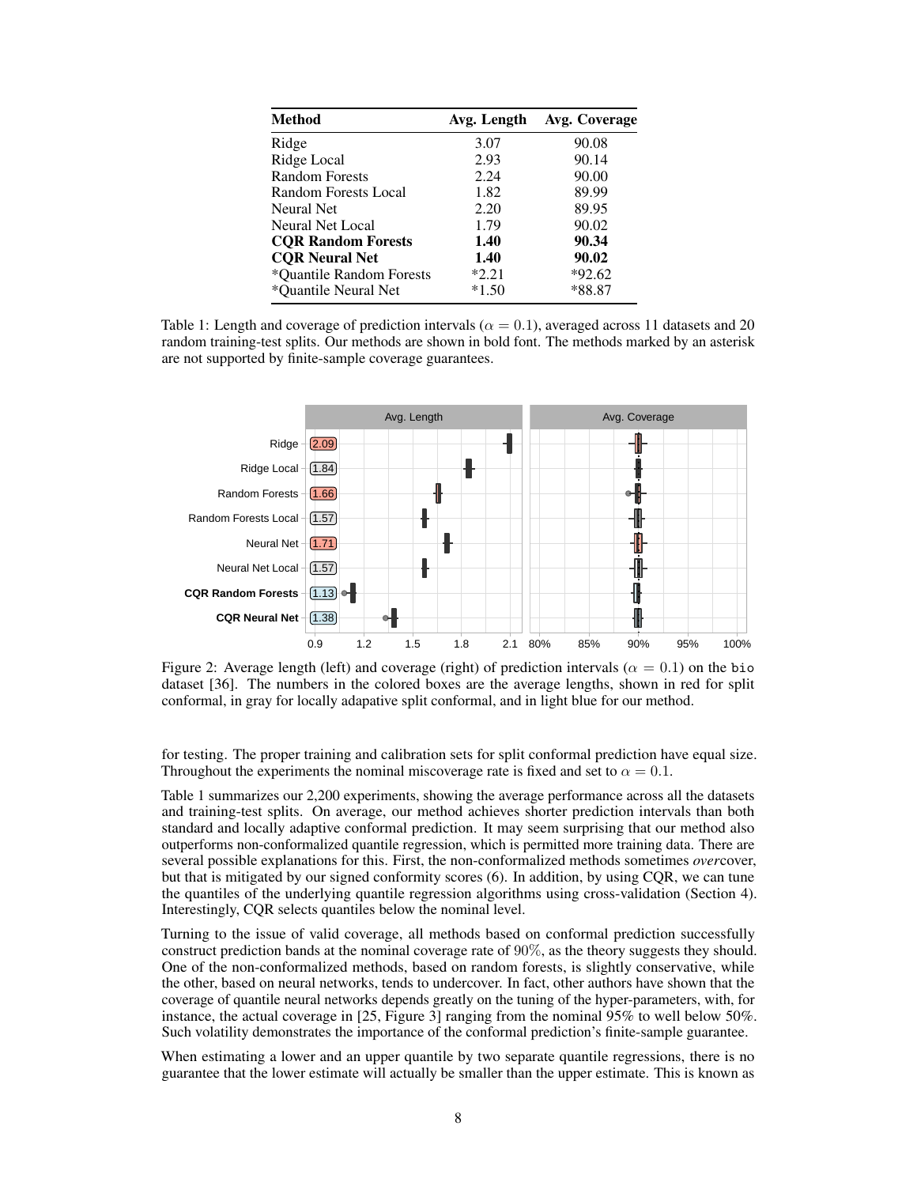| Method | Avg. Length | Avg. Coverage |
|---|---|---|
| Ridge | 3.07 | 90.08 |
| Ridge Local | 2.93 | 90.14 |
| Random Forests | 2.24 | 90.00 |
| Random Forests Local | 1.82 | 89.99 |
| Neural Net | 2.20 | 89.95 |
| Neural Net Local | 1.79 | 90.02 |
| **CQR Random Forests** | **1.40** | **90.34** |
| **CQR Neural Net** | **1.40** | **90.02** |
| *Quantile Random Forests | *2.21 | *92.62 |
| *Quantile Neural Net | *1.50 | *88.87 |

Table 1: Length and coverage of prediction intervals ($\alpha = 0.1$), averaged across 11 datasets and 20 random training-test splits. Our methods are shown in bold font. The methods marked by an asterisk are not supported by finite-sample coverage guarantees.

Figure 2: Average length (left) and coverage (right) of prediction intervals ($\alpha = 0.1$) on the `bio` dataset [36]. The numbers in the colored boxes are the average lengths, shown in red for split conformal, in gray for locally adapative split conformal, and in light blue for our method.

for testing. The proper training and calibration sets for split conformal prediction have equal size. Throughout the experiments the nominal miscoverage rate is fixed and set to $\alpha = 0.1$.

Table 1 summarizes our 2,200 experiments, showing the average performance across all the datasets and training-test splits. On average, our method achieves shorter prediction intervals than both standard and locally adaptive conformal prediction. It may seem surprising that our method also outperforms non-conformalized quantile regression, which is permitted more training data. There are several possible explanations for this. First, the non-conformalized methods sometimes *over*cover, but that is mitigated by our signed conformity scores (6). In addition, by using CQR, we can tune the quantiles of the underlying quantile regression algorithms using cross-validation (Section 4). Interestingly, CQR selects quantiles below the nominal level.

Turning to the issue of valid coverage, all methods based on conformal prediction successfully construct prediction bands at the nominal coverage rate of 90%, as the theory suggests they should. One of the non-conformalized methods, based on random forests, is slightly conservative, while the other, based on neural networks, tends to undercover. In fact, other authors have shown that the coverage of quantile neural networks depends greatly on the tuning of the hyper-parameters, with, for instance, the actual coverage in [25, Figure 3] ranging from the nominal 95% to well below 50%. Such volatility demonstrates the importance of the conformal prediction's finite-sample guarantee.

When estimating a lower and an upper quantile by two separate quantile regressions, there is no guarantee that the lower estimate will actually be smaller than the upper estimate. This is known as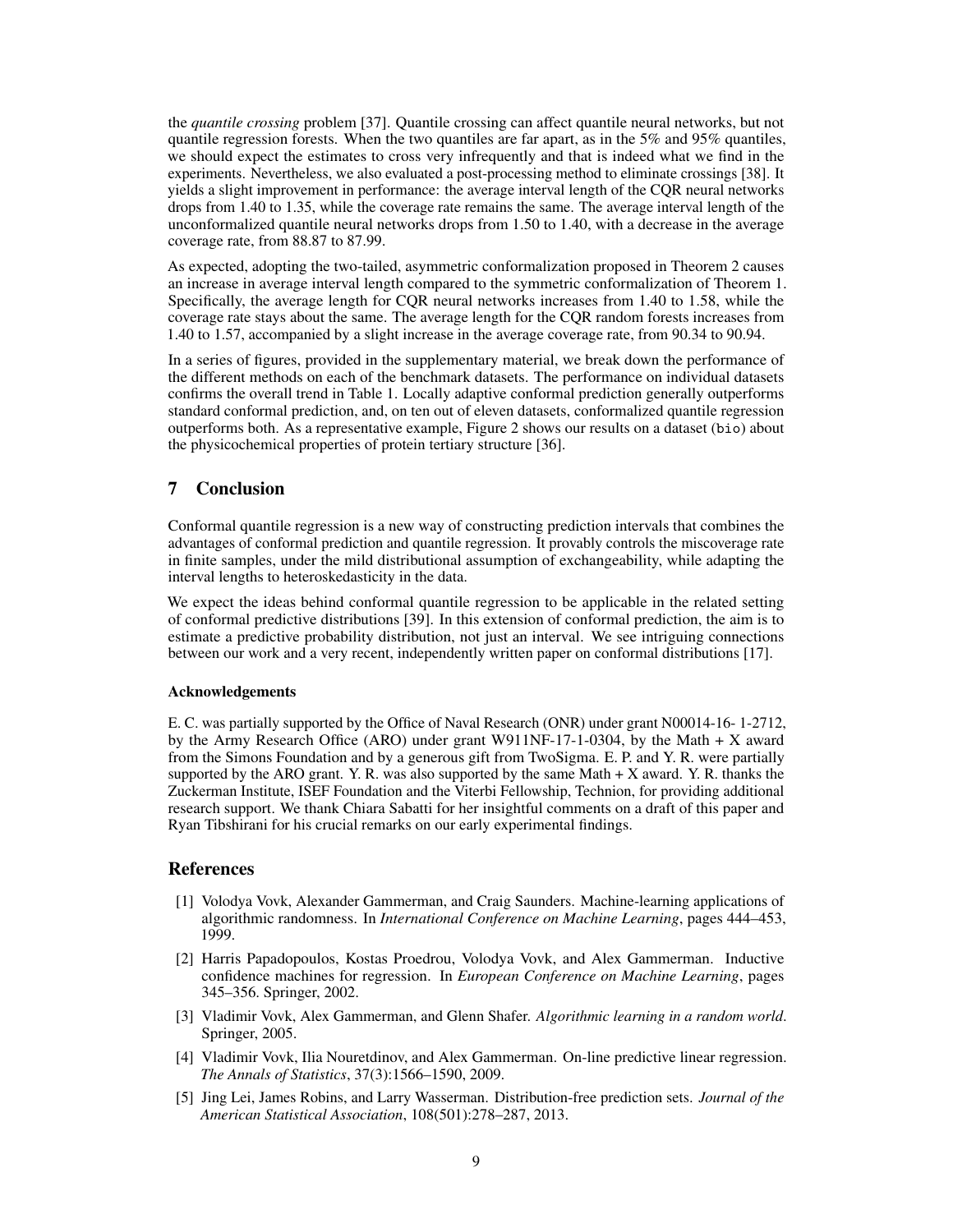the *quantile crossing* problem [37]. Quantile crossing can affect quantile neural networks, but not quantile regression forests. When the two quantiles are far apart, as in the 5% and 95% quantiles, we should expect the estimates to cross very infrequently and that is indeed what we find in the experiments. Nevertheless, we also evaluated a post-processing method to eliminate crossings [38]. It yields a slight improvement in performance: the average interval length of the CQR neural networks drops from 1.40 to 1.35, while the coverage rate remains the same. The average interval length of the unconformalized quantile neural networks drops from 1.50 to 1.40, with a decrease in the average coverage rate, from 88.87 to 87.99.

As expected, adopting the two-tailed, asymmetric conformalization proposed in Theorem 2 causes an increase in average interval length compared to the symmetric conformalization of Theorem 1. Specifically, the average length for CQR neural networks increases from 1.40 to 1.58, while the coverage rate stays about the same. The average length for the CQR random forests increases from 1.40 to 1.57, accompanied by a slight increase in the average coverage rate, from 90.34 to 90.94.

In a series of figures, provided in the supplementary material, we break down the performance of the different methods on each of the benchmark datasets. The performance on individual datasets confirms the overall trend in Table 1. Locally adaptive conformal prediction generally outperforms standard conformal prediction, and, on ten out of eleven datasets, conformalized quantile regression outperforms both. As a representative example, Figure 2 shows our results on a dataset (`bio`) about the physicochemical properties of protein tertiary structure [36].

## 7 Conclusion

Conformal quantile regression is a new way of constructing prediction intervals that combines the advantages of conformal prediction and quantile regression. It provably controls the miscoverage rate in finite samples, under the mild distributional assumption of exchangeability, while adapting the interval lengths to heteroskedasticity in the data.

We expect the ideas behind conformal quantile regression to be applicable in the related setting of conformal predictive distributions [39]. In this extension of conformal prediction, the aim is to estimate a predictive probability distribution, not just an interval. We see intriguing connections between our work and a very recent, independently written paper on conformal distributions [17].

#### Acknowledgements

E. C. was partially supported by the Office of Naval Research (ONR) under grant N00014-16- 1-2712, by the Army Research Office (ARO) under grant W911NF-17-1-0304, by the Math + X award from the Simons Foundation and by a generous gift from TwoSigma. E. P. and Y. R. were partially supported by the ARO grant. Y. R. was also supported by the same Math + X award. Y. R. thanks the Zuckerman Institute, ISEF Foundation and the Viterbi Fellowship, Technion, for providing additional research support. We thank Chiara Sabatti for her insightful comments on a draft of this paper and Ryan Tibshirani for his crucial remarks on our early experimental findings.

## References

[1] Volodya Vovk, Alexander Gammerman, and Craig Saunders. Machine-learning applications of algorithmic randomness. In *International Conference on Machine Learning*, pages 444–453, 1999.

[2] Harris Papadopoulos, Kostas Proedrou, Volodya Vovk, and Alex Gammerman. Inductive confidence machines for regression. In *European Conference on Machine Learning*, pages 345–356. Springer, 2002.

[3] Vladimir Vovk, Alex Gammerman, and Glenn Shafer. *Algorithmic learning in a random world*. Springer, 2005.

[4] Vladimir Vovk, Ilia Nouretdinov, and Alex Gammerman. On-line predictive linear regression. *The Annals of Statistics*, 37(3):1566–1590, 2009.

[5] Jing Lei, James Robins, and Larry Wasserman. Distribution-free prediction sets. *Journal of the American Statistical Association*, 108(501):278–287, 2013.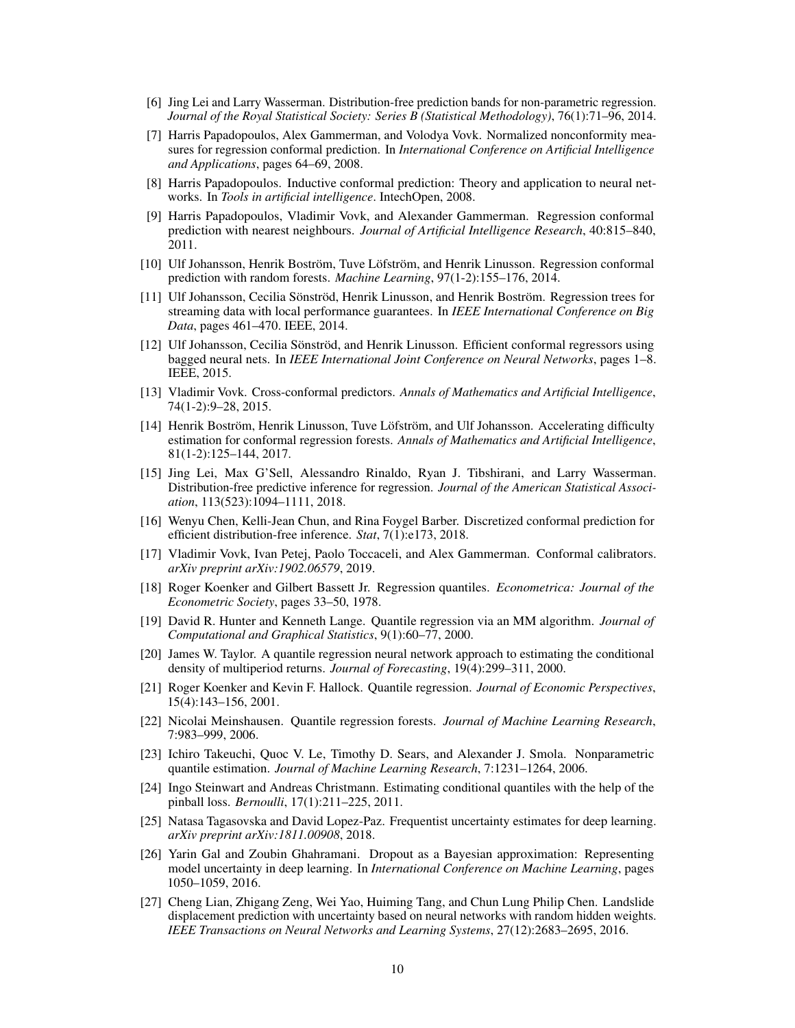[6] Jing Lei and Larry Wasserman. Distribution-free prediction bands for non-parametric regression. *Journal of the Royal Statistical Society: Series B (Statistical Methodology)*, 76(1):71–96, 2014.

[7] Harris Papadopoulos, Alex Gammerman, and Volodya Vovk. Normalized nonconformity measures for regression conformal prediction. In *International Conference on Artificial Intelligence and Applications*, pages 64–69, 2008.

[8] Harris Papadopoulos. Inductive conformal prediction: Theory and application to neural networks. In *Tools in artificial intelligence*. IntechOpen, 2008.

[9] Harris Papadopoulos, Vladimir Vovk, and Alexander Gammerman. Regression conformal prediction with nearest neighbours. *Journal of Artificial Intelligence Research*, 40:815–840, 2011.

[10] Ulf Johansson, Henrik Boström, Tuve Löfström, and Henrik Linusson. Regression conformal prediction with random forests. *Machine Learning*, 97(1-2):155–176, 2014.

[11] Ulf Johansson, Cecilia Sönströd, Henrik Linusson, and Henrik Boström. Regression trees for streaming data with local performance guarantees. In *IEEE International Conference on Big Data*, pages 461–470. IEEE, 2014.

[12] Ulf Johansson, Cecilia Sönströd, and Henrik Linusson. Efficient conformal regressors using bagged neural nets. In *IEEE International Joint Conference on Neural Networks*, pages 1–8. IEEE, 2015.

[13] Vladimir Vovk. Cross-conformal predictors. *Annals of Mathematics and Artificial Intelligence*, 74(1-2):9–28, 2015.

[14] Henrik Boström, Henrik Linusson, Tuve Löfström, and Ulf Johansson. Accelerating difficulty estimation for conformal regression forests. *Annals of Mathematics and Artificial Intelligence*, 81(1-2):125–144, 2017.

[15] Jing Lei, Max G'Sell, Alessandro Rinaldo, Ryan J. Tibshirani, and Larry Wasserman. Distribution-free predictive inference for regression. *Journal of the American Statistical Association*, 113(523):1094–1111, 2018.

[16] Wenyu Chen, Kelli-Jean Chun, and Rina Foygel Barber. Discretized conformal prediction for efficient distribution-free inference. *Stat*, 7(1):e173, 2018.

[17] Vladimir Vovk, Ivan Petej, Paolo Toccaceli, and Alex Gammerman. Conformal calibrators. *arXiv preprint arXiv:1902.06579*, 2019.

[18] Roger Koenker and Gilbert Bassett Jr. Regression quantiles. *Econometrica: Journal of the Econometric Society*, pages 33–50, 1978.

[19] David R. Hunter and Kenneth Lange. Quantile regression via an MM algorithm. *Journal of Computational and Graphical Statistics*, 9(1):60–77, 2000.

[20] James W. Taylor. A quantile regression neural network approach to estimating the conditional density of multiperiod returns. *Journal of Forecasting*, 19(4):299–311, 2000.

[21] Roger Koenker and Kevin F. Hallock. Quantile regression. *Journal of Economic Perspectives*, 15(4):143–156, 2001.

[22] Nicolai Meinshausen. Quantile regression forests. *Journal of Machine Learning Research*, 7:983–999, 2006.

[23] Ichiro Takeuchi, Quoc V. Le, Timothy D. Sears, and Alexander J. Smola. Nonparametric quantile estimation. *Journal of Machine Learning Research*, 7:1231–1264, 2006.

[24] Ingo Steinwart and Andreas Christmann. Estimating conditional quantiles with the help of the pinball loss. *Bernoulli*, 17(1):211–225, 2011.

[25] Natasa Tagasovska and David Lopez-Paz. Frequentist uncertainty estimates for deep learning. *arXiv preprint arXiv:1811.00908*, 2018.

[26] Yarin Gal and Zoubin Ghahramani. Dropout as a Bayesian approximation: Representing model uncertainty in deep learning. In *International Conference on Machine Learning*, pages 1050–1059, 2016.

[27] Cheng Lian, Zhigang Zeng, Wei Yao, Huiming Tang, and Chun Lung Philip Chen. Landslide displacement prediction with uncertainty based on neural networks with random hidden weights. *IEEE Transactions on Neural Networks and Learning Systems*, 27(12):2683–2695, 2016.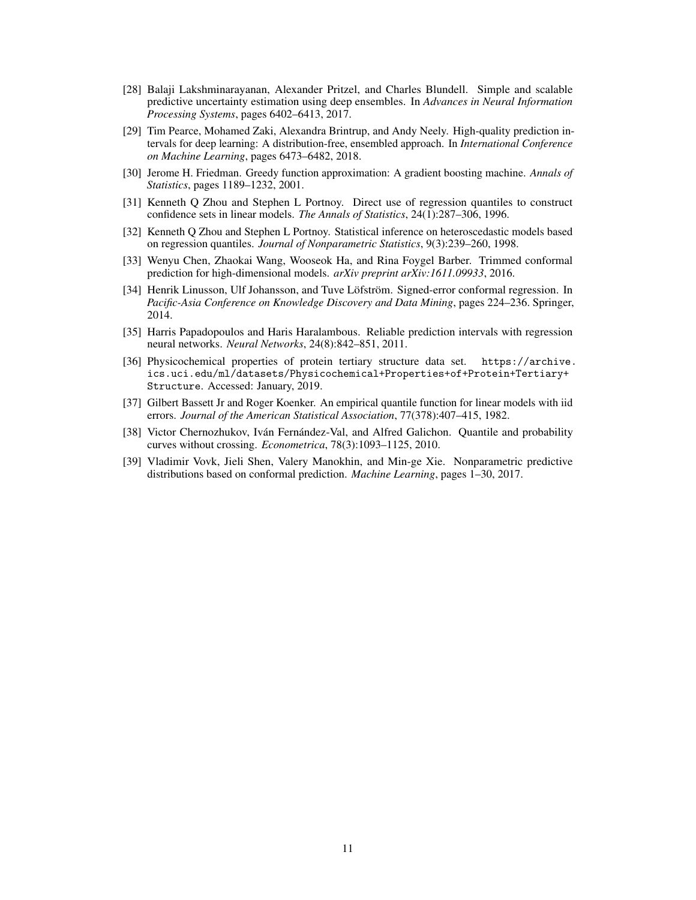[28] Balaji Lakshminarayanan, Alexander Pritzel, and Charles Blundell. Simple and scalable predictive uncertainty estimation using deep ensembles. In *Advances in Neural Information Processing Systems*, pages 6402–6413, 2017.

[29] Tim Pearce, Mohamed Zaki, Alexandra Brintrup, and Andy Neely. High-quality prediction intervals for deep learning: A distribution-free, ensembled approach. In *International Conference on Machine Learning*, pages 6473–6482, 2018.

[30] Jerome H. Friedman. Greedy function approximation: A gradient boosting machine. *Annals of Statistics*, pages 1189–1232, 2001.

[31] Kenneth Q Zhou and Stephen L Portnoy. Direct use of regression quantiles to construct confidence sets in linear models. *The Annals of Statistics*, 24(1):287–306, 1996.

[32] Kenneth Q Zhou and Stephen L Portnoy. Statistical inference on heteroscedastic models based on regression quantiles. *Journal of Nonparametric Statistics*, 9(3):239–260, 1998.

[33] Wenyu Chen, Zhaokai Wang, Wooseok Ha, and Rina Foygel Barber. Trimmed conformal prediction for high-dimensional models. *arXiv preprint arXiv:1611.09933*, 2016.

[34] Henrik Linusson, Ulf Johansson, and Tuve Löfström. Signed-error conformal regression. In *Pacific-Asia Conference on Knowledge Discovery and Data Mining*, pages 224–236. Springer, 2014.

[35] Harris Papadopoulos and Haris Haralambous. Reliable prediction intervals with regression neural networks. *Neural Networks*, 24(8):842–851, 2011.

[36] Physicochemical properties of protein tertiary structure data set. `https://archive.ics.uci.edu/ml/datasets/Physicochemical+Properties+of+Protein+Tertiary+Structure`. Accessed: January, 2019.

[37] Gilbert Bassett Jr and Roger Koenker. An empirical quantile function for linear models with iid errors. *Journal of the American Statistical Association*, 77(378):407–415, 1982.

[38] Victor Chernozhukov, Iván Fernández-Val, and Alfred Galichon. Quantile and probability curves without crossing. *Econometrica*, 78(3):1093–1125, 2010.

[39] Vladimir Vovk, Jieli Shen, Valery Manokhin, and Min-ge Xie. Nonparametric predictive distributions based on conformal prediction. *Machine Learning*, pages 1–30, 2017.